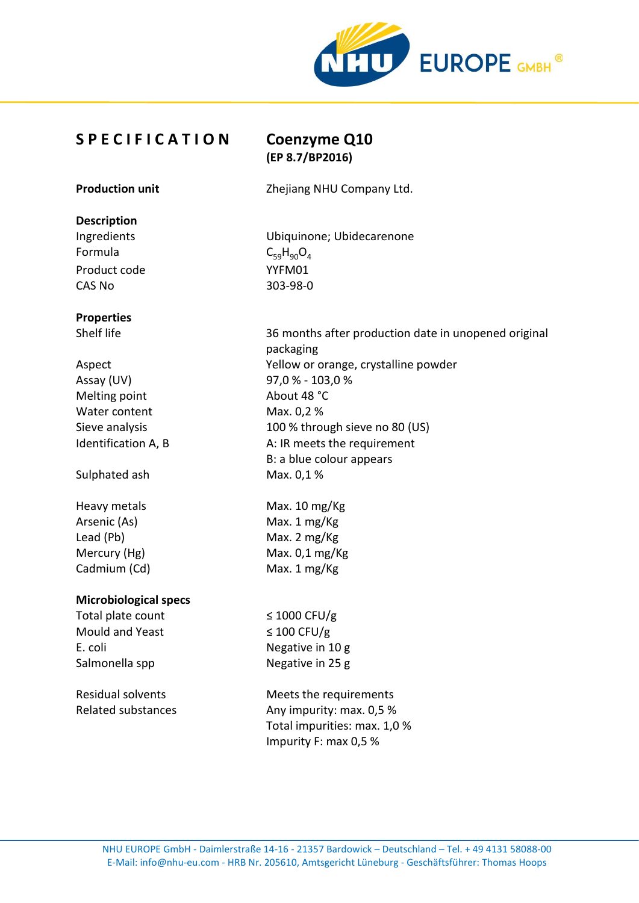# SPECIFICATION

## Coenzyme Q10
**(EP 8.7/BP2016)**

| | |
|---|---|
| **Production unit** | Zhejiang NHU Company Ltd. |

**Description**

| | |
|---|---|
| Ingredients | Ubiquinone; Ubidecarenone |
| Formula | $C_{59}H_{90}O_4$ |
| Product code | YYFM01 |
| CAS No | 303-98-0 |

**Properties**

| | |
|---|---|
| Shelf life | 36 months after production date in unopened original packaging |
| Aspect | Yellow or orange, crystalline powder |
| Assay (UV) | 97,0 % - 103,0 % |
| Melting point | About 48 °C |
| Water content | Max. 0,2 % |
| Sieve analysis | 100 % through sieve no 80 (US) |
| Identification A, B | A: IR meets the requirement<br>B: a blue colour appears |
| Sulphated ash | Max. 0,1 % |
| Heavy metals | Max. 10 mg/Kg |
| Arsenic (As) | Max. 1 mg/Kg |
| Lead (Pb) | Max. 2 mg/Kg |
| Mercury (Hg) | Max. 0,1 mg/Kg |
| Cadmium (Cd) | Max. 1 mg/Kg |

**Microbiological specs**

| | |
|---|---|
| Total plate count | ≤ 1000 CFU/g |
| Mould and Yeast | ≤ 100 CFU/g |
| E. coli | Negative in 10 g |
| Salmonella spp | Negative in 25 g |
| Residual solvents | Meets the requirements |
| Related substances | Any impurity: max. 0,5 %<br>Total impurities: max. 1,0 %<br>Impurity F: max 0,5 % |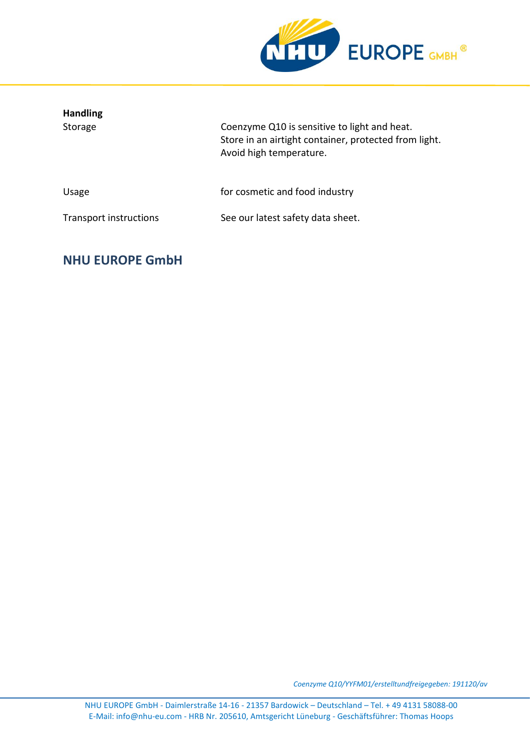**Handling**

| | |
|---|---|
| Storage | Coenzyme Q10 is sensitive to light and heat.<br>Store in an airtight container, protected from light.<br>Avoid high temperature. |
| Usage | for cosmetic and food industry |
| Transport instructions | See our latest safety data sheet. |

## NHU EUROPE GmbH

*Coenzyme Q10/YYFM01/erstelltundfreigegeben: 191120/av*